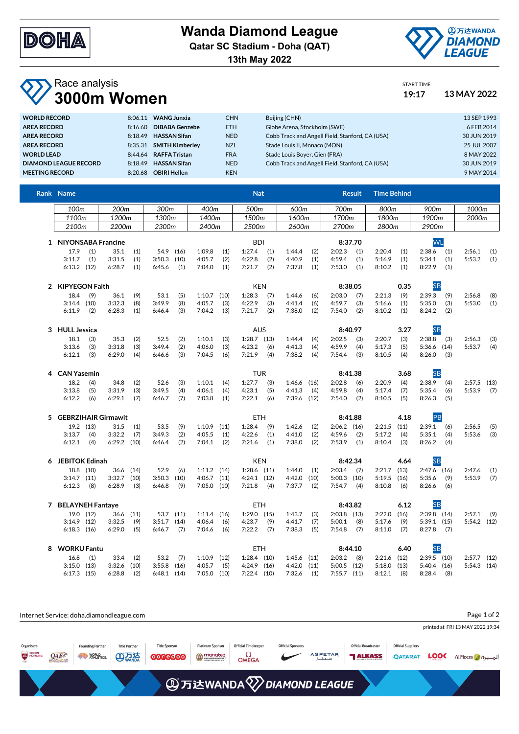# Wanda Diamond League

**Qatar SC Stadium - Doha (QAT)**

**13th May 2022**

## Race analysis

# 3000m Women

START TIME **19:17** **13 MAY 2022**

| | | | | | | |
|---|---|---|---|---|---|---|
| **WORLD RECORD** | 8:06.11 | **WANG Junxia** | CHN | Beijing (CHN) | 13 SEP 1993 |
| **AREA RECORD** | 8:16.60 | **DIBABA Genzebe** | ETH | Globe Arena, Stockholm (SWE) | 6 FEB 2014 |
| **AREA RECORD** | 8:18.49 | **HASSAN Sifan** | NED | Cobb Track and Angell Field, Stanford, CA (USA) | 30 JUN 2019 |
| **AREA RECORD** | 8:35.31 | **SMITH Kimberley** | NZL | Stade Louis II, Monaco (MON) | 25 JUL 2007 |
| **WORLD LEAD** | 8:44.64 | **RAFFA Tristan** | FRA | Stade Louis Boyer, Gien (FRA) | 8 MAY 2022 |
| **DIAMOND LEAGUE RECORD** | 8:18.49 | **HASSAN Sifan** | NED | Cobb Track and Angell Field, Stanford, CA (USA) | 30 JUN 2019 |
| **MEETING RECORD** | 8:20.68 | **OBIRI Hellen** | KEN | | 9 MAY 2014 |

| Rank | Name | Nat | Result | Time Behind | |
|---|---|---|---|---|---|
| 1 | **NIYONSABA Francine** | BDI | **8:37.70** | | WL |
| 2 | **KIPYEGON Faith** | KEN | **8:38.05** | 0.35 | SB |
| 3 | **HULL Jessica** | AUS | **8:40.97** | 3.27 | SB |
| 4 | **CAN Yasemin** | TUR | **8:41.38** | 3.68 | SB |
| 5 | **GEBRZIHAIR Girmawit** | ETH | **8:41.88** | 4.18 | PB |
| 6 | **JEBITOK Edinah** | KEN | **8:42.34** | 4.64 | SB |
| 7 | **BELAYNEH Fantaye** | ETH | **8:43.82** | 6.12 | SB |
| 8 | **WORKU Fantu** | ETH | **8:44.10** | 6.40 | SB |

Split times (position in brackets):

| Rank | Split | 100m / 1100m / 2100m | 200m / 1200m / 2200m | 300m / 1300m / 2300m | 400m / 1400m / 2400m | 500m / 1500m / 2500m | 600m / 1600m / 2600m | 700m / 1700m / 2700m | 800m / 1800m / 2800m | 900m / 1900m / 2900m | 1000m / 2000m |
|---|---|---|---|---|---|---|---|---|---|---|---|
| 1 | 100–1000m | 17.9 (1) | 35.1 (1) | 54.9 (16) | 1:09.8 (1) | 1:27.4 (1) | 1:44.4 (2) | 2:02.3 (1) | 2:20.4 (1) | 2:38.6 (1) | 2:56.1 (1) |
| 1 | 1100–2000m | 3:11.7 (1) | 3:31.5 (1) | 3:50.3 (10) | 4:05.7 (2) | 4:22.8 (2) | 4:40.9 (1) | 4:59.4 (1) | 5:16.9 (1) | 5:34.1 (1) | 5:53.2 (1) |
| 1 | 2100–2900m | 6:13.2 (12) | 6:28.7 (1) | 6:45.6 (1) | 7:04.0 (1) | 7:21.7 (2) | 7:37.8 (1) | 7:53.0 (1) | 8:10.2 (1) | 8:22.9 (1) | |
| 2 | 100–1000m | 18.4 (9) | 36.1 (9) | 53.1 (5) | 1:10.7 (10) | 1:28.3 (7) | 1:44.6 (6) | 2:03.0 (7) | 2:21.3 (9) | 2:39.3 (9) | 2:56.8 (8) |
| 2 | 1100–2000m | 3:14.4 (10) | 3:32.3 (8) | 3:49.9 (8) | 4:05.7 (3) | 4:22.9 (3) | 4:41.4 (6) | 4:59.7 (3) | 5:16.6 (1) | 5:35.0 (3) | 5:53.0 (1) |
| 2 | 2100–2900m | 6:11.9 (2) | 6:28.3 (1) | 6:46.4 (3) | 7:04.2 (3) | 7:21.7 (2) | 7:38.0 (2) | 7:54.0 (2) | 8:10.2 (1) | 8:24.2 (2) | |
| 3 | 100–1000m | 18.1 (3) | 35.3 (2) | 52.5 (2) | 1:10.1 (3) | 1:28.7 (13) | 1:44.4 (4) | 2:02.5 (3) | 2:20.7 (3) | 2:38.8 (3) | 2:56.3 (3) |
| 3 | 1100–2000m | 3:13.6 (3) | 3:31.8 (3) | 3:49.4 (2) | 4:06.0 (3) | 4:23.2 (6) | 4:41.3 (4) | 4:59.9 (4) | 5:17.3 (5) | 5:36.6 (14) | 5:53.7 (4) |
| 3 | 2100–2900m | 6:12.1 (3) | 6:29.0 (4) | 6:46.6 (3) | 7:04.5 (6) | 7:21.9 (4) | 7:38.2 (4) | 7:54.4 (3) | 8:10.5 (4) | 8:26.0 (3) | |
| 4 | 100–1000m | 18.2 (4) | 34.8 (2) | 52.6 (3) | 1:10.1 (4) | 1:27.7 (3) | 1:46.6 (16) | 2:02.8 (6) | 2:20.9 (4) | 2:38.9 (4) | 2:57.5 (13) |
| 4 | 1100–2000m | 3:13.8 (5) | 3:31.9 (3) | 3:49.5 (4) | 4:06.1 (4) | 4:23.1 (5) | 4:41.3 (4) | 4:59.8 (4) | 5:17.4 (7) | 5:35.4 (6) | 5:53.9 (7) |
| 4 | 2100–2900m | 6:12.2 (6) | 6:29.1 (7) | 6:46.7 (7) | 7:03.8 (1) | 7:22.1 (6) | 7:39.6 (12) | 7:54.0 (2) | 8:10.5 (5) | 8:26.3 (5) | |
| 5 | 100–1000m | 19.2 (13) | 31.5 (1) | 53.5 (9) | 1:10.9 (11) | 1:28.4 (9) | 1:42.6 (2) | 2:06.2 (16) | 2:21.5 (11) | 2:39.1 (6) | 2:56.5 (5) |
| 5 | 1100–2000m | 3:13.7 (4) | 3:32.2 (7) | 3:49.3 (2) | 4:05.5 (1) | 4:22.6 (1) | 4:41.0 (2) | 4:59.6 (2) | 5:17.2 (6) | 5:35.1 (4) | 5:53.6 (3) |
| 5 | 2100–2900m | 6:12.1 (4) | 6:29.2 (10) | 6:46.4 (2) | 7:04.1 (2) | 7:21.6 (1) | 7:38.0 (2) | 7:53.9 (1) | 8:10.4 (3) | 8:26.2 (4) | |
| 6 | 100–1000m | 18.8 (10) | 36.6 (14) | 52.9 (6) | 1:11.2 (14) | 1:28.6 (11) | 1:44.0 (1) | 2:03.4 (7) | 2:21.7 (13) | 2:47.6 (16) | 2:47.6 (1) |
| 6 | 1100–2000m | 3:14.7 (11) | 3:32.7 (10) | 3:50.3 (10) | 4:06.7 (11) | 4:24.1 (12) | 4:42.0 (10) | 5:00.3 (10) | 5:19.5 (16) | 5:35.6 (9) | 5:53.9 (7) |
| 6 | 2100–2900m | 6:12.3 (8) | 6:28.9 (3) | 6:46.8 (9) | 7:05.0 (10) | 7:21.8 (4) | 7:37.7 (2) | 7:54.7 (4) | 8:10.8 (6) | 8:26.6 (6) | |
| 7 | 100–1000m | 19.0 (12) | 36.6 (11) | 53.7 (11) | 1:11.4 (16) | 1:29.0 (15) | 1:43.7 (3) | 2:03.8 (13) | 2:22.0 (16) | 2:39.8 (14) | 2:57.1 (9) |
| 7 | 1100–2000m | 3:14.9 (12) | 3:32.5 (9) | 3:51.7 (14) | 4:06.4 (6) | 4:23.7 (9) | 4:41.7 (7) | 5:00.1 (8) | 5:17.6 (9) | 5:39.1 (15) | 5:54.2 (12) |
| 7 | 2100–2900m | 6:18.3 (16) | 6:29.0 (5) | 6:46.7 (7) | 7:04.6 (6) | 7:22.2 (7) | 7:38.3 (5) | 7:54.8 (7) | 8:11.0 (7) | 8:27.8 (7) | |
| 8 | 100–1000m | 16.8 (1) | 33.4 (2) | 53.2 (7) | 1:10.9 (12) | 1:28.4 (10) | 1:45.6 (11) | 2:03.2 (8) | 2:21.6 (12) | 2:39.5 (10) | 2:57.7 (12) |
| 8 | 1100–2000m | 3:15.0 (13) | 3:32.6 (10) | 3:55.8 (16) | 4:05.7 (5) | 4:24.9 (16) | 4:42.0 (11) | 5:00.5 (12) | 5:18.0 (13) | 5:40.4 (16) | 5:54.3 (14) |
| 8 | 2100–2900m | 6:17.3 (15) | 6:28.8 (2) | 6:48.1 (14) | 7:05.0 (10) | 7:22.4 (10) | 7:32.6 (1) | 7:55.7 (11) | 8:12.1 (8) | 8:28.4 (8) | |

Internet Service: doha.diamondleague.com

printed at FRI 13 MAY 2022 19:34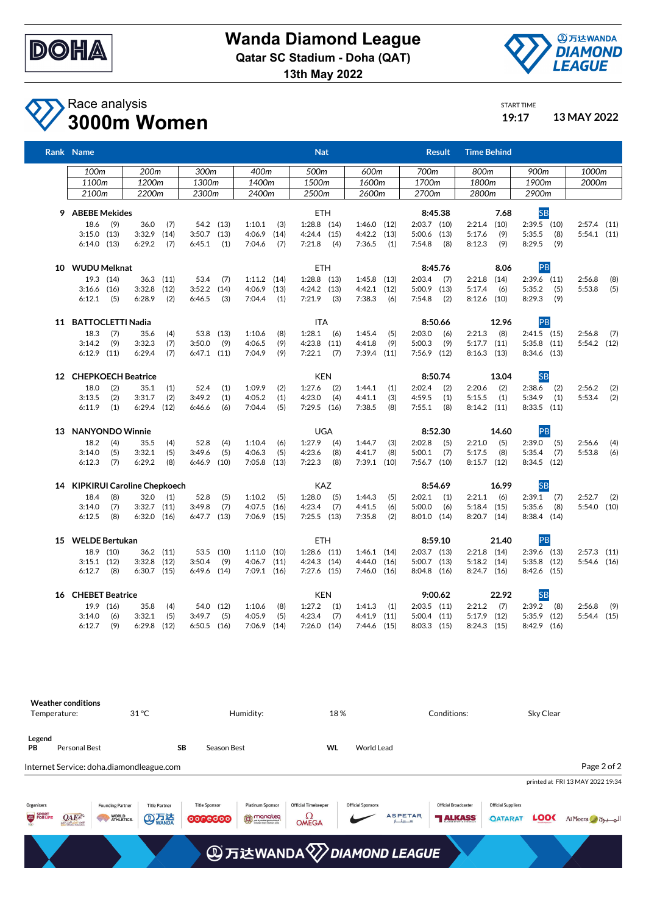# Wanda Diamond League

**Qatar SC Stadium - Doha (QAT)**
**13th May 2022**

## Race analysis
# 3000m Women

START TIME **19:17** 13 MAY 2022

| Rank | Name | Nat | Result | Time Behind |
|---|---|---|---|---|

| 100m | 200m | 300m | 400m | 500m | 600m | 700m | 800m | 900m | 1000m |
|---|---|---|---|---|---|---|---|---|---|
| 1100m | 1200m | 1300m | 1400m | 1500m | 1600m | 1700m | 1800m | 1900m | 2000m |
| 2100m | 2200m | 2300m | 2400m | 2500m | 2600m | 2700m | 2800m | 2900m | |

**9 ABEBE Mekides** — ETH — 8:45.38 — 7.68 — SB

| | | | | | | | | | |
|---|---|---|---|---|---|---|---|---|---|
| 18.6 (9) | 36.0 (7) | 54.2 (13) | 1:10.1 (3) | 1:28.8 (14) | 1:46.0 (12) | 2:03.7 (10) | 2:21.4 (10) | 2:39.5 (10) | 2:57.4 (11) |
| 3:15.0 (13) | 3:32.9 (14) | 3:50.7 (13) | 4:06.9 (14) | 4:24.4 (15) | 4:42.2 (13) | 5:00.6 (13) | 5:17.6 (9) | 5:35.5 (8) | 5:54.1 (11) |
| 6:14.0 (13) | 6:29.2 (7) | 6:45.1 (1) | 7:04.6 (7) | 7:21.8 (4) | 7:36.5 (1) | 7:54.8 (8) | 8:12.3 (9) | 8:29.5 (9) | |

**10 WUDU Melknat** — ETH — 8:45.76 — 8.06 — PB

| | | | | | | | | | |
|---|---|---|---|---|---|---|---|---|---|
| 19.3 (14) | 36.3 (11) | 53.4 (7) | 1:11.2 (14) | 1:28.8 (13) | 1:45.8 (13) | 2:03.4 (7) | 2:21.8 (14) | 2:39.6 (11) | 2:56.8 (8) |
| 3:16.6 (16) | 3:32.8 (12) | 3:52.2 (14) | 4:06.9 (13) | 4:24.2 (13) | 4:42.1 (12) | 5:00.9 (13) | 5:17.4 (6) | 5:35.2 (5) | 5:53.8 (5) |
| 6:12.1 (5) | 6:28.9 (2) | 6:46.5 (3) | 7:04.4 (1) | 7:21.9 (3) | 7:38.3 (6) | 7:54.8 (2) | 8:12.6 (10) | 8:29.3 (9) | |

**11 BATTOCLETTI Nadia** — ITA — 8:50.66 — 12.96 — PB

| | | | | | | | | | |
|---|---|---|---|---|---|---|---|---|---|
| 18.3 (7) | 35.6 (4) | 53.8 (13) | 1:10.6 (8) | 1:28.1 (6) | 1:45.4 (5) | 2:03.0 (6) | 2:21.3 (8) | 2:41.5 (15) | 2:56.8 (7) |
| 3:14.2 (9) | 3:32.3 (7) | 3:50.0 (9) | 4:06.5 (9) | 4:23.8 (11) | 4:41.8 (9) | 5:00.3 (9) | 5:17.7 (11) | 5:35.8 (11) | 5:54.2 (12) |
| 6:12.9 (11) | 6:29.4 (7) | 6:47.1 (11) | 7:04.9 (9) | 7:22.1 (7) | 7:39.4 (11) | 7:56.9 (12) | 8:16.3 (13) | 8:34.6 (13) | |

**12 CHEPKOECH Beatrice** — KEN — 8:50.74 — 13.04 — SB

| | | | | | | | | | |
|---|---|---|---|---|---|---|---|---|---|
| 18.0 (2) | 35.1 (1) | 52.4 (1) | 1:09.9 (2) | 1:27.6 (2) | 1:44.1 (1) | 2:02.4 (2) | 2:20.6 (2) | 2:38.6 (2) | 2:56.2 (2) |
| 3:13.5 (2) | 3:31.7 (2) | 3:49.2 (1) | 4:05.2 (1) | 4:23.0 (4) | 4:41.1 (3) | 4:59.5 (1) | 5:15.5 (1) | 5:34.9 (1) | 5:53.4 (2) |
| 6:11.9 (1) | 6:29.4 (12) | 6:46.6 (6) | 7:04.4 (5) | 7:29.5 (16) | 7:38.5 (8) | 7:55.1 (8) | 8:14.2 (11) | 8:33.5 (11) | |

**13 NANYONDO Winnie** — UGA — 8:52.30 — 14.60 — PB

| | | | | | | | | | |
|---|---|---|---|---|---|---|---|---|---|
| 18.2 (4) | 35.5 (4) | 52.8 (4) | 1:10.4 (6) | 1:27.9 (4) | 1:44.7 (3) | 2:02.8 (5) | 2:21.0 (5) | 2:39.0 (5) | 2:56.6 (4) |
| 3:14.0 (5) | 3:32.1 (5) | 3:49.6 (5) | 4:06.3 (5) | 4:23.6 (8) | 4:41.7 (8) | 5:00.1 (7) | 5:17.5 (8) | 5:35.4 (7) | 5:53.8 (6) |
| 6:12.3 (7) | 6:29.2 (8) | 6:46.9 (10) | 7:05.8 (13) | 7:22.3 (8) | 7:39.1 (10) | 7:56.7 (10) | 8:15.7 (12) | 8:34.5 (12) | |

**14 KIPKIRUI Caroline Chepkoech** — KAZ — 8:54.69 — 16.99 — SB

| | | | | | | | | | |
|---|---|---|---|---|---|---|---|---|---|
| 18.4 (8) | 32.0 (1) | 52.8 (5) | 1:10.2 (5) | 1:28.0 (5) | 1:44.3 (5) | 2:02.1 (1) | 2:21.1 (6) | 2:39.1 (7) | 2:52.7 (2) |
| 3:14.0 (7) | 3:32.7 (11) | 3:49.8 (7) | 4:07.5 (16) | 4:23.4 (7) | 4:41.5 (6) | 5:00.0 (6) | 5:18.4 (15) | 5:35.6 (8) | 5:54.0 (10) |
| 6:12.5 (8) | 6:32.0 (16) | 6:47.7 (13) | 7:06.9 (15) | 7:25.5 (13) | 7:35.8 (2) | 8:01.0 (14) | 8:20.7 (14) | 8:38.4 (14) | |

**15 WELDE Bertukan** — ETH — 8:59.10 — 21.40 — PB

| | | | | | | | | | |
|---|---|---|---|---|---|---|---|---|---|
| 18.9 (10) | 36.2 (11) | 53.5 (10) | 1:11.0 (10) | 1:28.6 (11) | 1:46.1 (14) | 2:03.7 (13) | 2:21.8 (14) | 2:39.6 (13) | 2:57.3 (11) |
| 3:15.1 (12) | 3:32.8 (12) | 3:50.4 (9) | 4:06.7 (11) | 4:24.3 (14) | 4:44.0 (16) | 5:00.7 (13) | 5:18.2 (14) | 5:35.8 (12) | 5:54.6 (16) |
| 6:12.7 (8) | 6:30.7 (15) | 6:49.6 (14) | 7:09.1 (16) | 7:27.6 (15) | 7:46.0 (16) | 8:04.8 (16) | 8:24.7 (16) | 8:42.6 (15) | |

**16 CHEBET Beatrice** — KEN — 9:00.62 — 22.92 — SB

| | | | | | | | | | |
|---|---|---|---|---|---|---|---|---|---|
| 19.9 (16) | 35.8 (4) | 54.0 (12) | 1:10.6 (8) | 1:27.2 (1) | 1:41.3 (1) | 2:03.5 (11) | 2:21.2 (7) | 2:39.2 (8) | 2:56.8 (9) |
| 3:14.0 (6) | 3:32.1 (5) | 3:49.7 (5) | 4:05.9 (5) | 4:23.4 (7) | 4:41.9 (11) | 5:00.4 (11) | 5:17.9 (12) | 5:35.9 (12) | 5:54.4 (15) |
| 6:12.7 (9) | 6:29.8 (12) | 6:50.5 (16) | 7:06.9 (14) | 7:26.0 (14) | 7:44.6 (15) | 8:03.3 (15) | 8:24.3 (15) | 8:42.9 (16) | |

**Weather conditions**

Temperature: 31 °C  Humidity: 18 %  Conditions: Sky Clear

**Legend**

PB Personal Best  SB Season Best  WL World Lead

Internet Service: doha.diamondleague.com

printed at FRI 13 MAY 2022 19:34